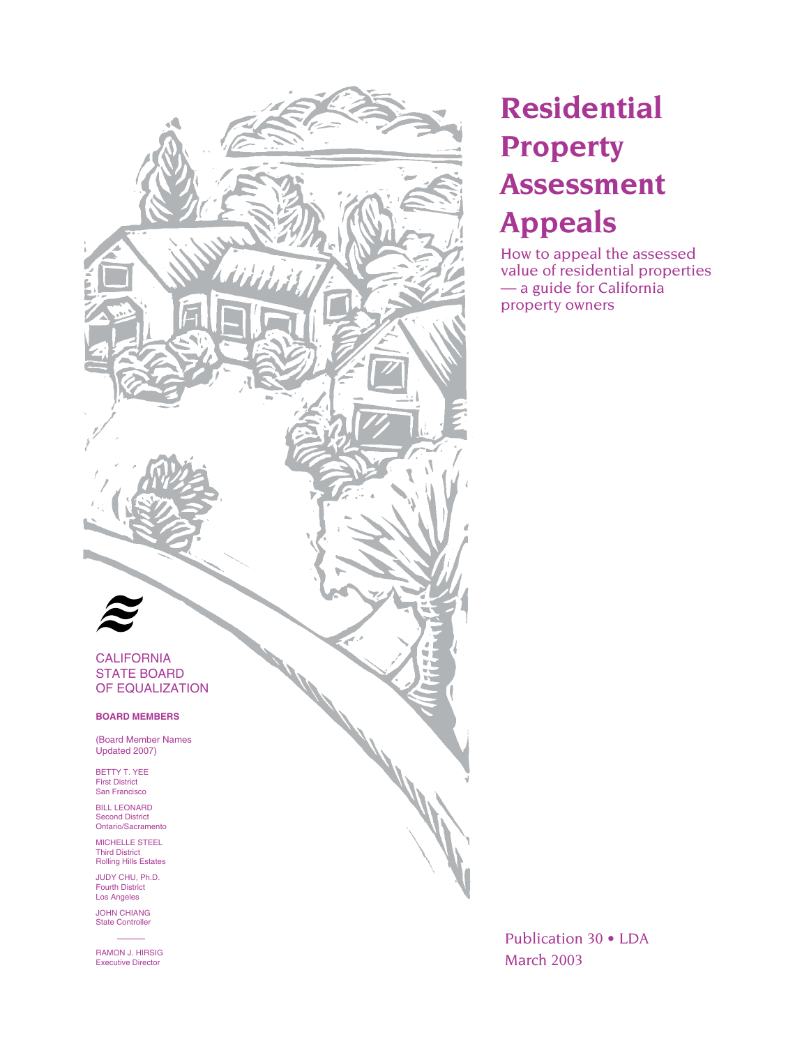# Residential Property Assessment Appeals

How to appeal the assessed value of residential properties — a guide for California property owners

CALIFORNIA STATE BOARD OF EQUALIZATION

**BOARD MEMBERS**

(Board Member Names Updated 2007)

BETTY T. YEE
First District
San Francisco

BILL LEONARD
Second District
Ontario/Sacramento

MICHELLE STEEL
Third District
Rolling Hills Estates

JUDY CHU, Ph.D.
Fourth District
Los Angeles

JOHN CHIANG
State Controller

RAMON J. HIRSIG
Executive Director

Publication 30 • LDA
March 2003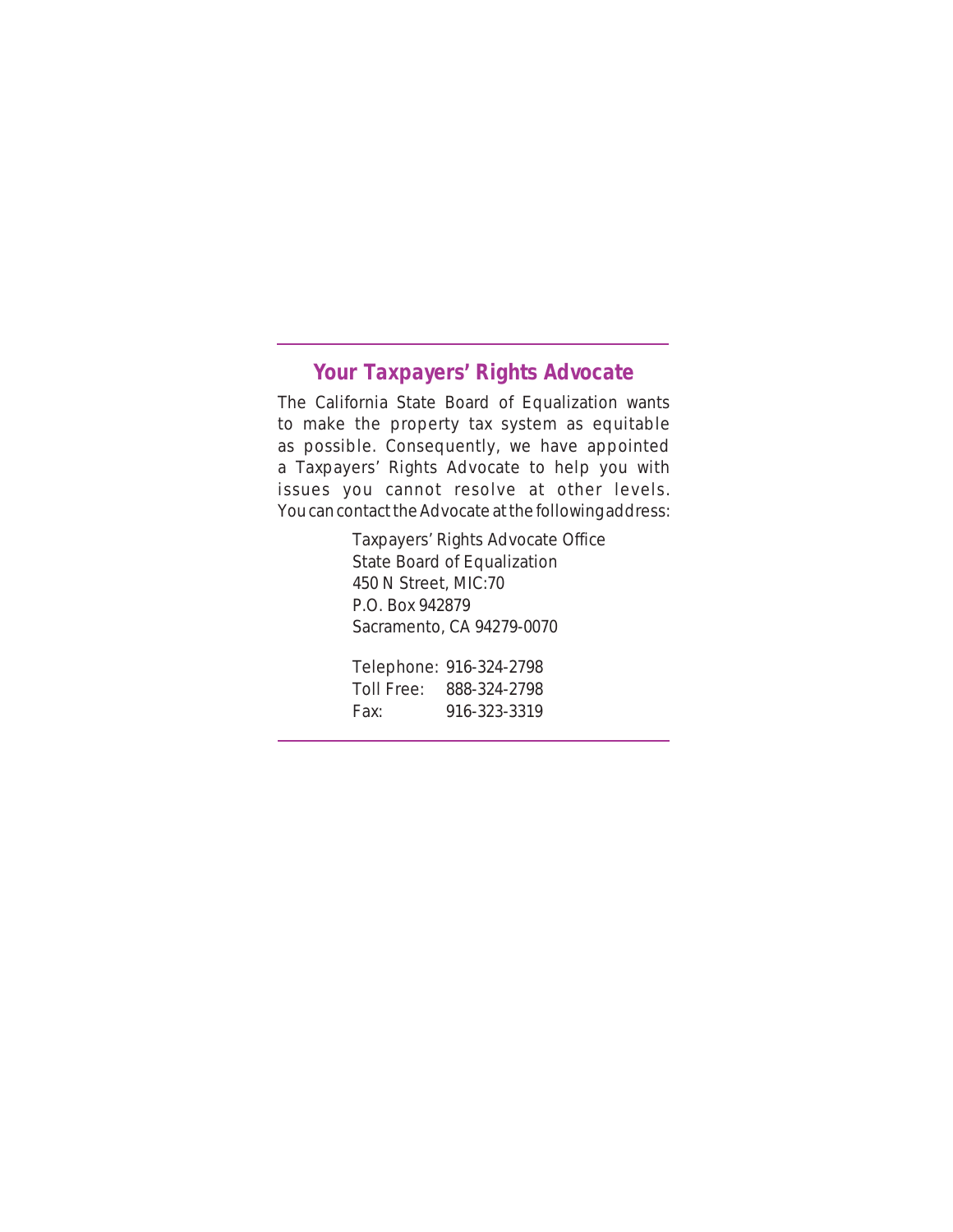## Your Taxpayers' Rights Advocate

The California State Board of Equalization wants to make the property tax system as equitable as possible. Consequently, we have appointed a Taxpayers' Rights Advocate to help you with issues you cannot resolve at other levels. You can contact the Advocate at the following address:

Taxpayers' Rights Advocate Office  
State Board of Equalization  
450 N Street, MIC:70  
P.O. Box 942879  
Sacramento, CA 94279-0070

Telephone: 916-324-2798  
Toll Free: 888-324-2798  
Fax: 916-323-3319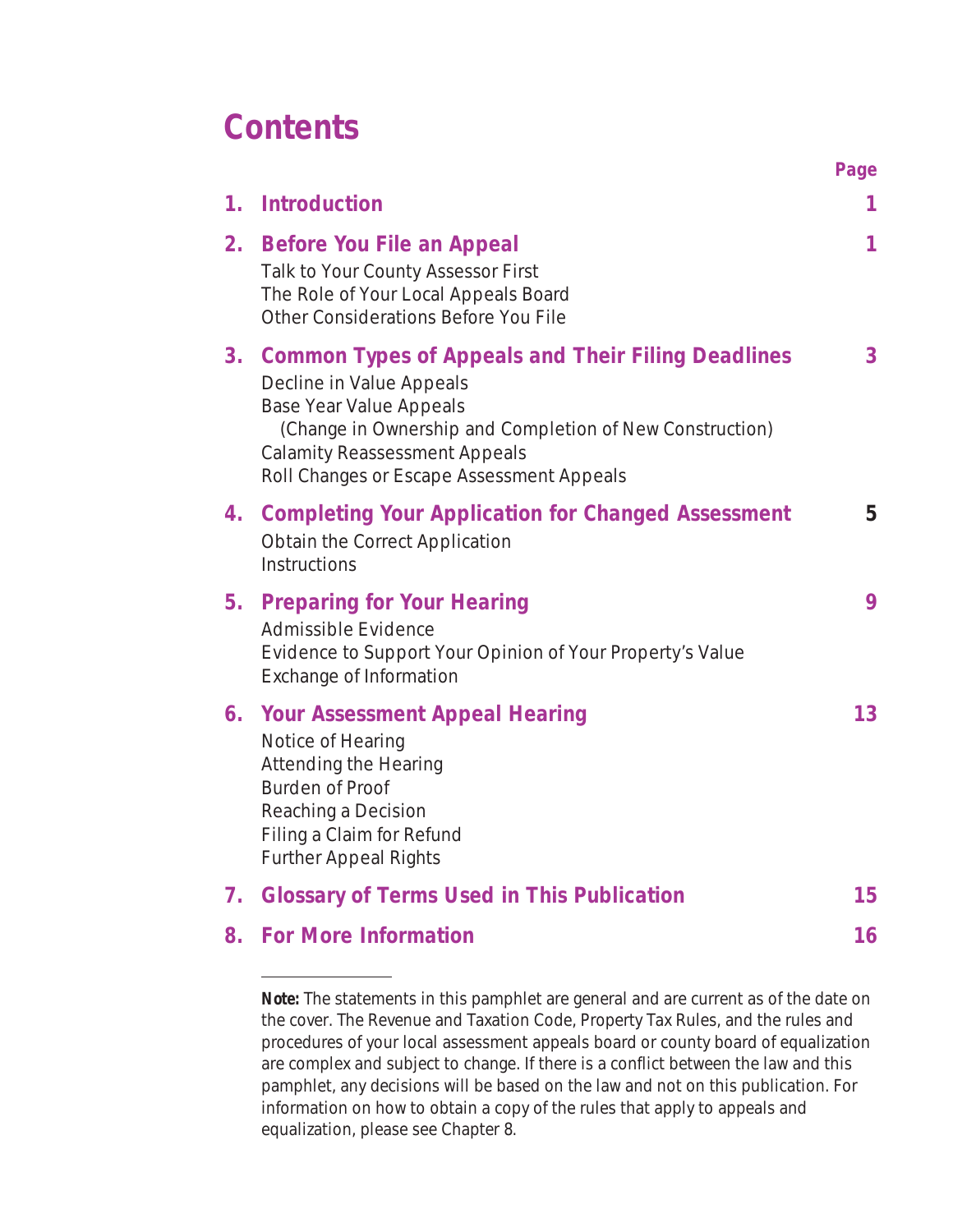# Contents

| | | Page |
|---|---|---|
| 1. | **Introduction** | 1 |
| 2. | **Before You File an Appeal**<br>Talk to Your County Assessor First<br>The Role of Your Local Appeals Board<br>Other Considerations Before You File | 1 |
| 3. | **Common Types of Appeals and Their Filing Deadlines**<br>Decline in Value Appeals<br>Base Year Value Appeals<br>(Change in Ownership and Completion of New Construction)<br>Calamity Reassessment Appeals<br>Roll Changes or Escape Assessment Appeals | 3 |
| 4. | **Completing Your Application for Changed Assessment**<br>Obtain the Correct Application<br>Instructions | 5 |
| 5. | **Preparing for Your Hearing**<br>Admissible Evidence<br>Evidence to Support Your Opinion of Your Property's Value<br>Exchange of Information | 9 |
| 6. | **Your Assessment Appeal Hearing**<br>Notice of Hearing<br>Attending the Hearing<br>Burden of Proof<br>Reaching a Decision<br>Filing a Claim for Refund<br>Further Appeal Rights | 13 |
| 7. | **Glossary of Terms Used in This Publication** | 15 |
| 8. | **For More Information** | 16 |

---

**Note:** The statements in this pamphlet are general and are current as of the date on the cover. The Revenue and Taxation Code, Property Tax Rules, and the rules and procedures of your local assessment appeals board or county board of equalization are complex and subject to change. If there is a conflict between the law and this pamphlet, any decisions will be based on the law and not on this publication. For information on how to obtain a copy of the rules that apply to appeals and equalization, please see Chapter 8.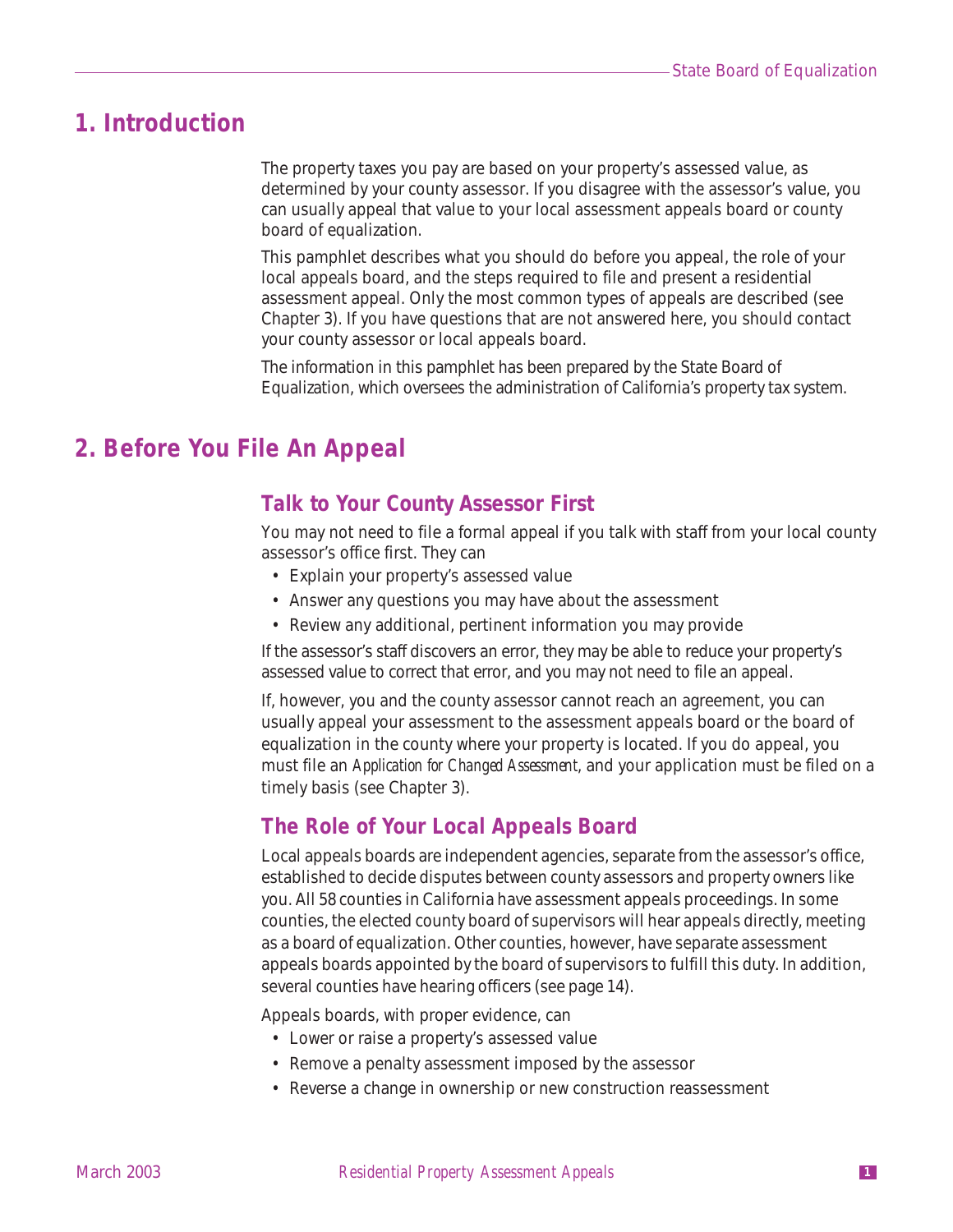# 1. Introduction

The property taxes you pay are based on your property's assessed value, as determined by your county assessor. If you disagree with the assessor's value, you can usually appeal that value to your local assessment appeals board or county board of equalization.

This pamphlet describes what you should do before you appeal, the role of your local appeals board, and the steps required to file and present a residential assessment appeal. Only the most common types of appeals are described (see Chapter 3). If you have questions that are not answered here, you should contact your county assessor or local appeals board.

The information in this pamphlet has been prepared by the State Board of Equalization, which oversees the administration of California's property tax system.

# 2. Before You File An Appeal

## Talk to Your County Assessor First

You may not need to file a formal appeal if you talk with staff from your local county assessor's office first. They can

- Explain your property's assessed value
- Answer any questions you may have about the assessment
- Review any additional, pertinent information you may provide

If the assessor's staff discovers an error, they may be able to reduce your property's assessed value to correct that error, and you may not need to file an appeal.

If, however, you and the county assessor cannot reach an agreement, you can usually appeal your assessment to the assessment appeals board or the board of equalization in the county where your property is located. If you do appeal, you must file an *Application for Changed Assessment*, and your application must be filed on a timely basis (see Chapter 3).

## The Role of Your Local Appeals Board

Local appeals boards are independent agencies, separate from the assessor's office, established to decide disputes between county assessors and property owners like you. All 58 counties in California have assessment appeals proceedings. In some counties, the elected county board of supervisors will hear appeals directly, meeting as a board of equalization. Other counties, however, have separate assessment appeals boards appointed by the board of supervisors to fulfill this duty. In addition, several counties have hearing officers (see page 14).

Appeals boards, with proper evidence, can

- Lower or raise a property's assessed value
- Remove a penalty assessment imposed by the assessor
- Reverse a change in ownership or new construction reassessment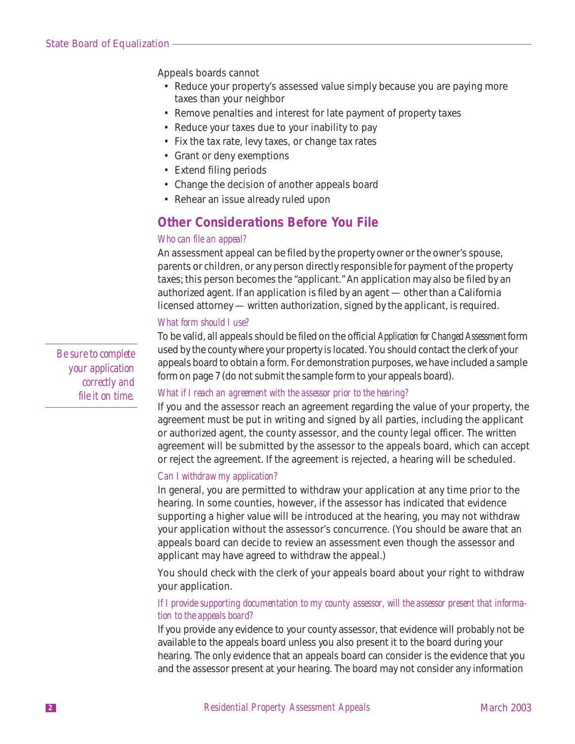Appeals boards cannot

- Reduce your property's assessed value simply because you are paying more taxes than your neighbor
- Remove penalties and interest for late payment of property taxes
- Reduce your taxes due to your inability to pay
- Fix the tax rate, levy taxes, or change tax rates
- Grant or deny exemptions
- Extend filing periods
- Change the decision of another appeals board
- Rehear an issue already ruled upon

## Other Considerations Before You File

*Who can file an appeal?*

An assessment appeal can be filed by the property owner or the owner's spouse, parents or children, or any person directly responsible for payment of the property taxes; this person becomes the "applicant." An application may also be filed by an authorized agent. If an application is filed by an agent — other than a California licensed attorney — written authorization, signed by the applicant, is required.

*What form should I use?*

*Be sure to complete your application correctly and file it on time.*

To be valid, all appeals should be filed on the official *Application for Changed Assessment* form used by the county where your property is located. You should contact the clerk of your appeals board to obtain a form. For demonstration purposes, we have included a sample form on page 7 (do not submit the sample form to your appeals board).

*What if I reach an agreement with the assessor prior to the hearing?*

If you and the assessor reach an agreement regarding the value of your property, the agreement must be put in writing and signed by all parties, including the applicant or authorized agent, the county assessor, and the county legal officer. The written agreement will be submitted by the assessor to the appeals board, which can accept or reject the agreement. If the agreement is rejected, a hearing will be scheduled.

*Can I withdraw my application?*

In general, you are permitted to withdraw your application at any time prior to the hearing. In some counties, however, if the assessor has indicated that evidence supporting a higher value will be introduced at the hearing, you may not withdraw your application without the assessor's concurrence. (You should be aware that an appeals board can decide to review an assessment even though the assessor and applicant may have agreed to withdraw the appeal.)

You should check with the clerk of your appeals board about your right to withdraw your application.

*If I provide supporting documentation to my county assessor, will the assessor present that information to the appeals board?*

If you provide any evidence to your county assessor, that evidence will probably not be available to the appeals board unless you also present it to the board during your hearing. The only evidence that an appeals board can consider is the evidence that you and the assessor present at your hearing. The board may not consider any information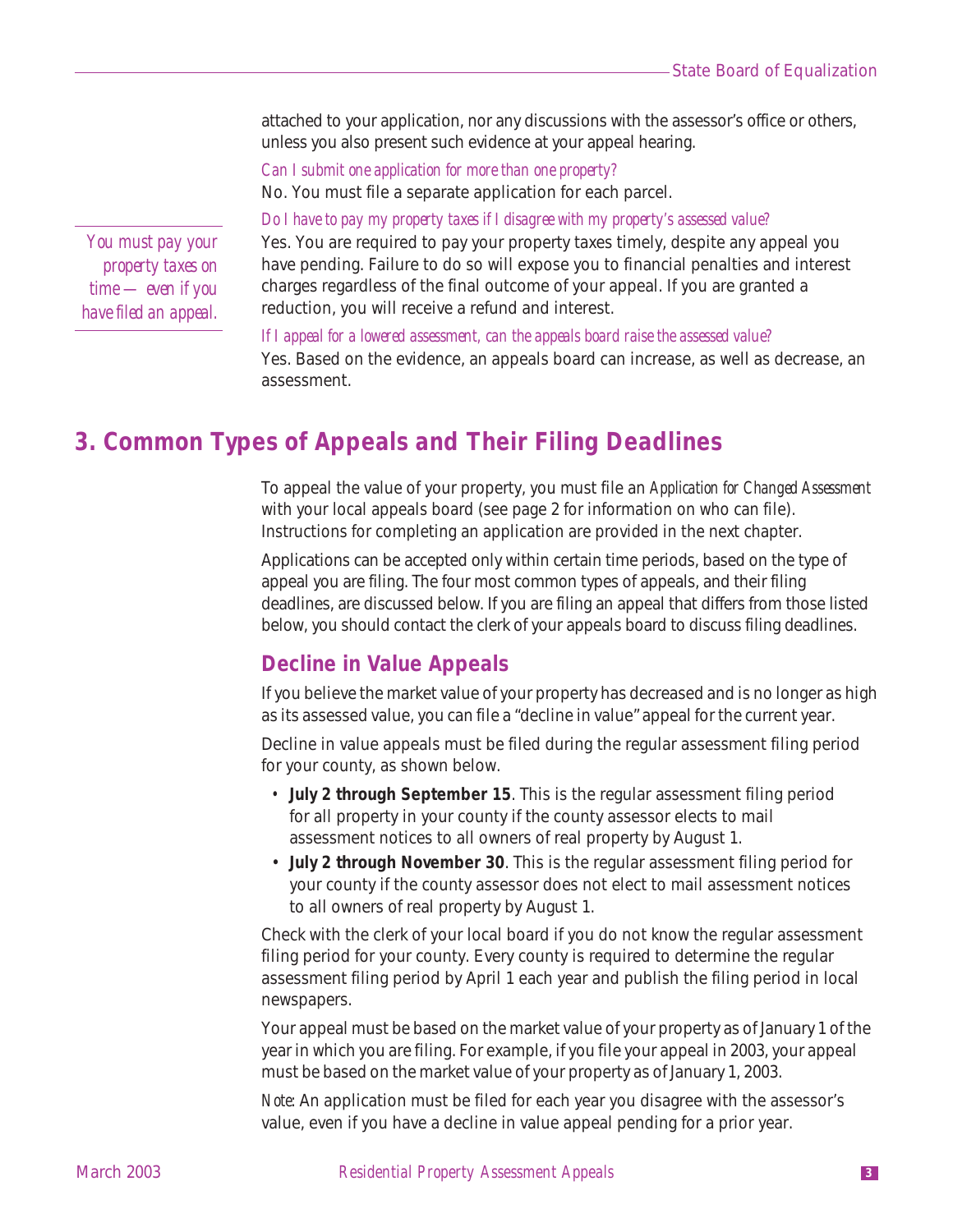attached to your application, nor any discussions with the assessor's office or others, unless you also present such evidence at your appeal hearing.

*Can I submit one application for more than one property?*

No. You must file a separate application for each parcel.

*Do I have to pay my property taxes if I disagree with my property's assessed value?*

*You must pay your property taxes on time — even if you have filed an appeal.*

Yes. You are required to pay your property taxes timely, despite any appeal you have pending. Failure to do so will expose you to financial penalties and interest charges regardless of the final outcome of your appeal. If you are granted a reduction, you will receive a refund and interest.

*If I appeal for a lowered assessment, can the appeals board raise the assessed value?*

Yes. Based on the evidence, an appeals board can increase, as well as decrease, an assessment.

# 3. Common Types of Appeals and Their Filing Deadlines

To appeal the value of your property, you must file an *Application for Changed Assessment* with your local appeals board (see page 2 for information on who can file). Instructions for completing an application are provided in the next chapter.

Applications can be accepted only within certain time periods, based on the type of appeal you are filing. The four most common types of appeals, and their filing deadlines, are discussed below. If you are filing an appeal that differs from those listed below, you should contact the clerk of your appeals board to discuss filing deadlines.

## Decline in Value Appeals

If you believe the market value of your property has decreased and is no longer as high as its assessed value, you can file a "decline in value" appeal for the current year.

Decline in value appeals must be filed during the regular assessment filing period for your county, as shown below.

- **July 2 through September 15**. This is the regular assessment filing period for all property in your county if the county assessor elects to mail assessment notices to all owners of real property by August 1.
- **July 2 through November 30**. This is the regular assessment filing period for your county if the county assessor does not elect to mail assessment notices to all owners of real property by August 1.

Check with the clerk of your local board if you do not know the regular assessment filing period for your county. Every county is required to determine the regular assessment filing period by April 1 each year and publish the filing period in local newspapers.

Your appeal must be based on the market value of your property as of January 1 of the year in which you are filing. For example, if you file your appeal in 2003, your appeal must be based on the market value of your property as of January 1, 2003.

*Note*: An application must be filed for each year you disagree with the assessor's value, even if you have a decline in value appeal pending for a prior year.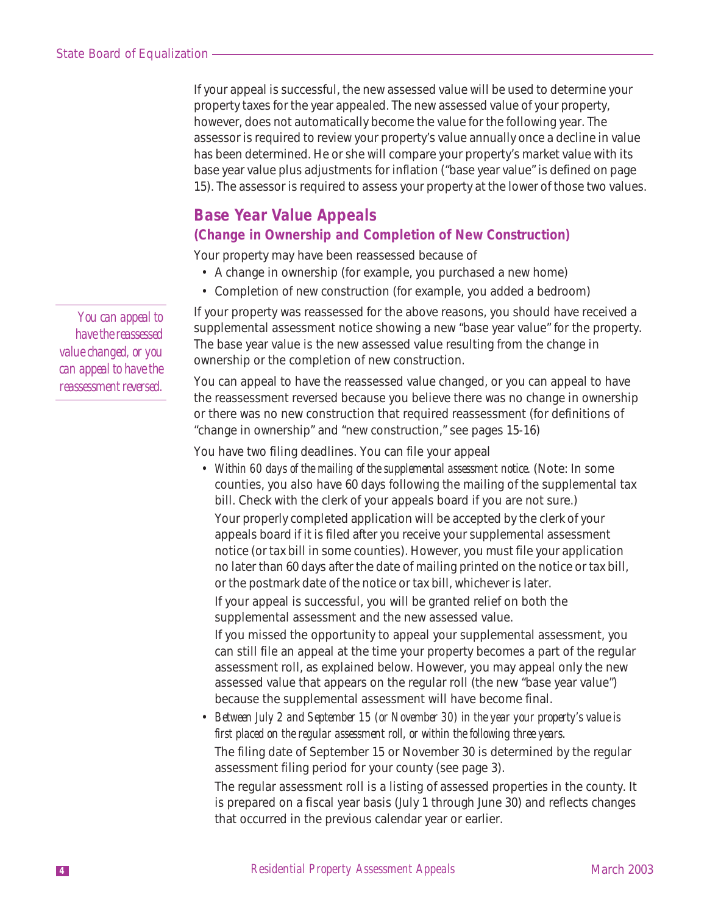If your appeal is successful, the new assessed value will be used to determine your property taxes for the year appealed. The new assessed value of your property, however, does not automatically become the value for the following year. The assessor is required to review your property's value annually once a decline in value has been determined. He or she will compare your property's market value with its base year value plus adjustments for inflation ("base year value" is defined on page 15). The assessor is required to assess your property at the lower of those two values.

## Base Year Value Appeals

### (Change in Ownership and Completion of New Construction)

Your property may have been reassessed because of

- A change in ownership (for example, you purchased a new home)
- Completion of new construction (for example, you added a bedroom)

*You can appeal to have the reassessed value changed, or you can appeal to have the reassessment reversed.*

If your property was reassessed for the above reasons, you should have received a supplemental assessment notice showing a new "base year value" for the property. The base year value is the new assessed value resulting from the change in ownership or the completion of new construction.

You can appeal to have the reassessed value changed, or you can appeal to have the reassessment reversed because you believe there was no change in ownership or there was no new construction that required reassessment (for definitions of "change in ownership" and "new construction," see pages 15-16)

You have two filing deadlines. You can file your appeal

- *Within 60 days of the mailing of the supplemental assessment notice.* (Note: In some counties, you also have 60 days following the mailing of the supplemental tax bill. Check with the clerk of your appeals board if you are not sure.)

  Your properly completed application will be accepted by the clerk of your appeals board if it is filed after you receive your supplemental assessment notice (or tax bill in some counties). However, you must file your application no later than 60 days after the date of mailing printed on the notice or tax bill, or the postmark date of the notice or tax bill, whichever is later.

  If your appeal is successful, you will be granted relief on both the supplemental assessment and the new assessed value.

  If you missed the opportunity to appeal your supplemental assessment, you can still file an appeal at the time your property becomes a part of the regular assessment roll, as explained below. However, you may appeal only the new assessed value that appears on the regular roll (the new "base year value") because the supplemental assessment will have become final.

- *Between July 2 and September 15 (or November 30) in the year your property's value is first placed on the regular assessment roll, or within the following three years.*

  The filing date of September 15 or November 30 is determined by the regular assessment filing period for your county (see page 3).

  The regular assessment roll is a listing of assessed properties in the county. It is prepared on a fiscal year basis (July 1 through June 30) and reflects changes that occurred in the previous calendar year or earlier.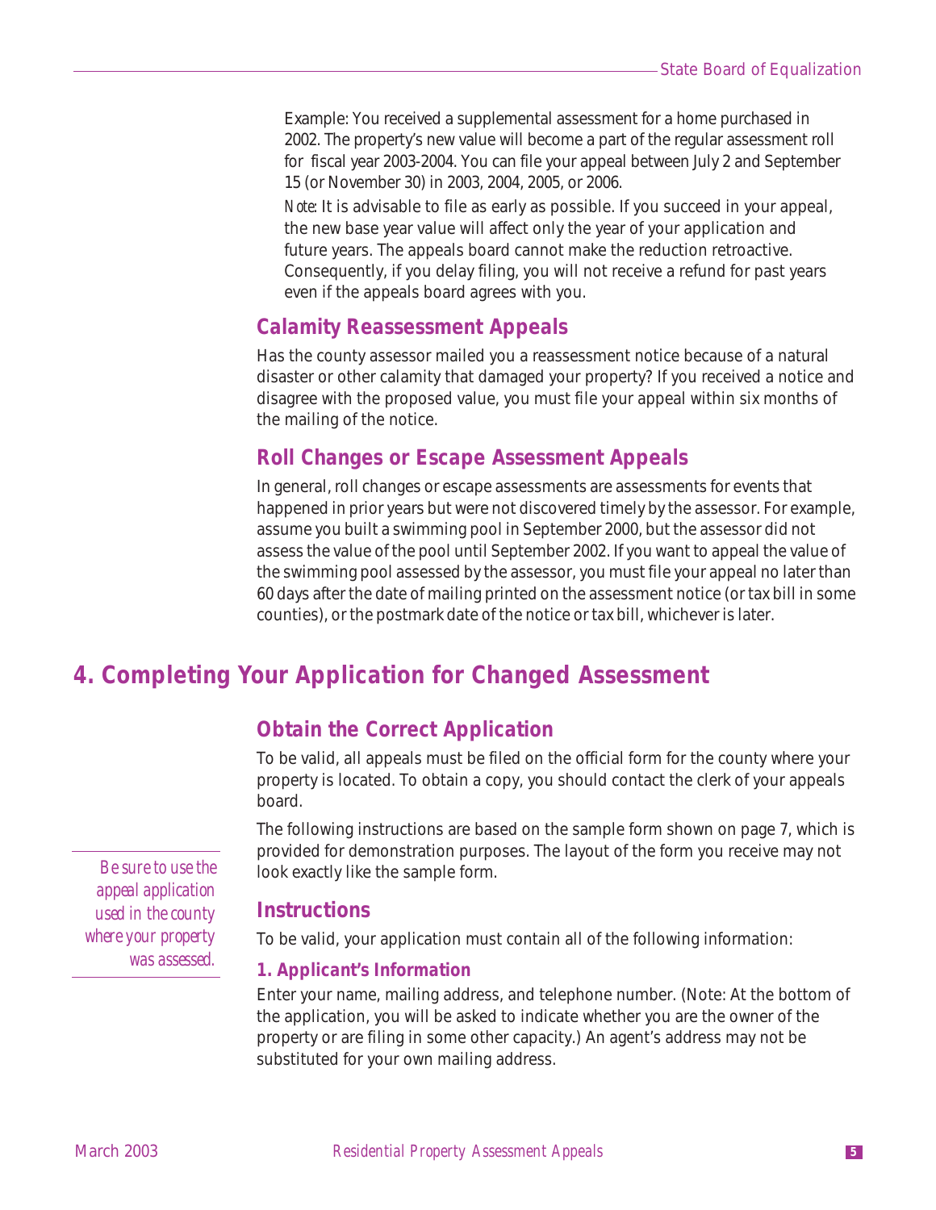Example: You received a supplemental assessment for a home purchased in 2002. The property's new value will become a part of the regular assessment roll for fiscal year 2003-2004. You can file your appeal between July 2 and September 15 (or November 30) in 2003, 2004, 2005, or 2006.

*Note*: It is advisable to file as early as possible. If you succeed in your appeal, the new base year value will affect only the year of your application and future years. The appeals board cannot make the reduction retroactive. Consequently, if you delay filing, you will not receive a refund for past years even if the appeals board agrees with you.

### Calamity Reassessment Appeals

Has the county assessor mailed you a reassessment notice because of a natural disaster or other calamity that damaged your property? If you received a notice and disagree with the proposed value, you must file your appeal within six months of the mailing of the notice.

### Roll Changes or Escape Assessment Appeals

In general, roll changes or escape assessments are assessments for events that happened in prior years but were not discovered timely by the assessor. For example, assume you built a swimming pool in September 2000, but the assessor did not assess the value of the pool until September 2002. If you want to appeal the value of the swimming pool assessed by the assessor, you must file your appeal no later than 60 days after the date of mailing printed on the assessment notice (or tax bill in some counties), or the postmark date of the notice or tax bill, whichever is later.

## 4. Completing Your Application for Changed Assessment

### Obtain the Correct Application

To be valid, all appeals must be filed on the official form for the county where your property is located. To obtain a copy, you should contact the clerk of your appeals board.

The following instructions are based on the sample form shown on page 7, which is provided for demonstration purposes. The layout of the form you receive may not look exactly like the sample form.

*Be sure to use the appeal application used in the county where your property was assessed.*

### Instructions

To be valid, your application must contain all of the following information:

#### 1. Applicant's Information

Enter your name, mailing address, and telephone number. (Note: At the bottom of the application, you will be asked to indicate whether you are the owner of the property or are filing in some other capacity.) An agent's address may not be substituted for your own mailing address.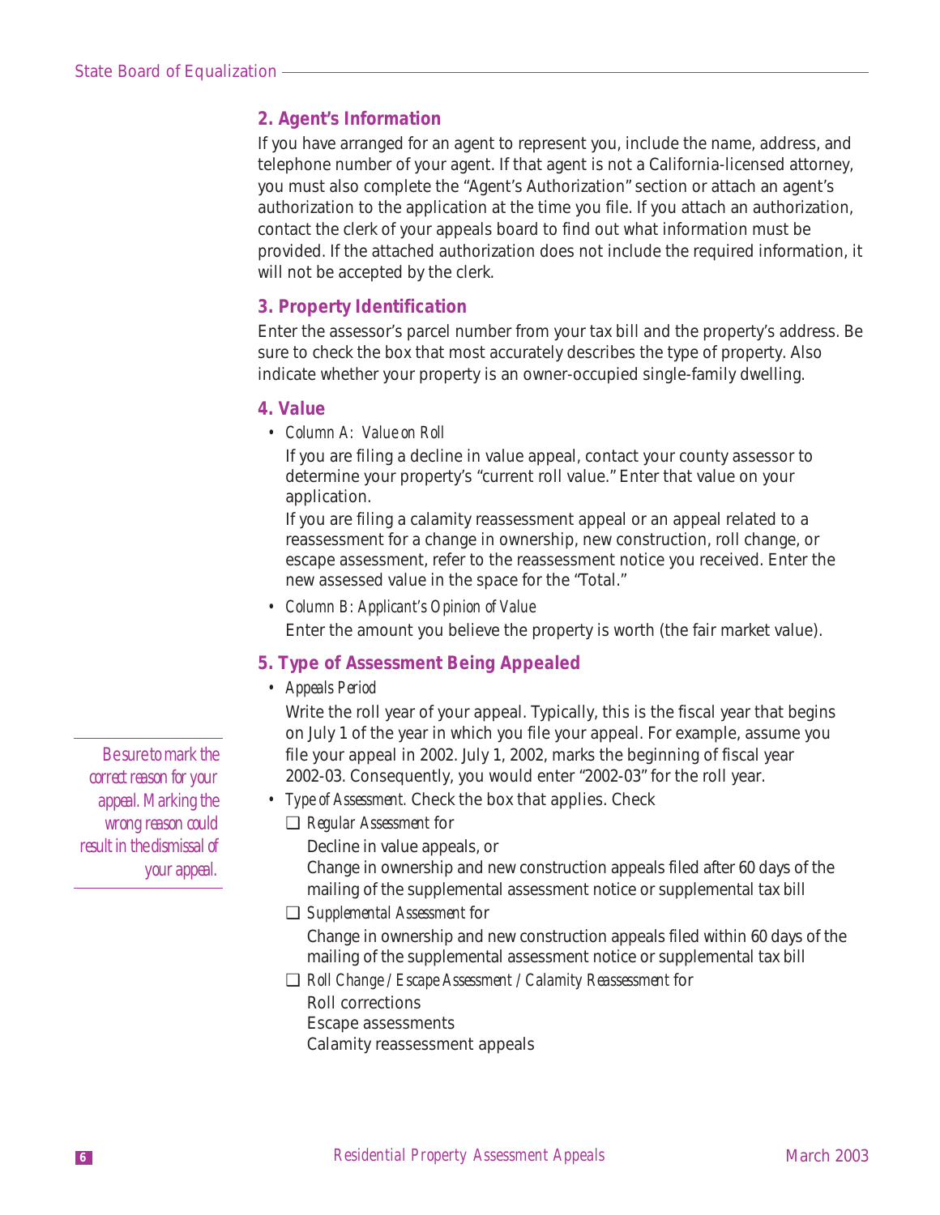### 2. Agent's Information

If you have arranged for an agent to represent you, include the name, address, and telephone number of your agent. If that agent is not a California-licensed attorney, you must also complete the "Agent's Authorization" section or attach an agent's authorization to the application at the time you file. If you attach an authorization, contact the clerk of your appeals board to find out what information must be provided. If the attached authorization does not include the required information, it will not be accepted by the clerk.

### 3. Property Identification

Enter the assessor's parcel number from your tax bill and the property's address. Be sure to check the box that most accurately describes the type of property. Also indicate whether your property is an owner-occupied single-family dwelling.

### 4. Value

- *Column A: Value on Roll*

  If you are filing a decline in value appeal, contact your county assessor to determine your property's "current roll value." Enter that value on your application.

  If you are filing a calamity reassessment appeal or an appeal related to a reassessment for a change in ownership, new construction, roll change, or escape assessment, refer to the reassessment notice you received. Enter the new assessed value in the space for the "Total."

- *Column B: Applicant's Opinion of Value*

  Enter the amount you believe the property is worth (the fair market value).

### 5. Type of Assessment Being Appealed

*Be sure to mark the correct reason for your appeal. Marking the wrong reason could result in the dismissal of your appeal.*

- *Appeals Period*

  Write the roll year of your appeal. Typically, this is the fiscal year that begins on July 1 of the year in which you file your appeal. For example, assume you file your appeal in 2002. July 1, 2002, marks the beginning of fiscal year 2002-03. Consequently, you would enter "2002-03" for the roll year.

- *Type of Assessment.* Check the box that applies. Check
  - ❑ *Regular Assessment* for

    Decline in value appeals, or

    Change in ownership and new construction appeals filed after 60 days of the mailing of the supplemental assessment notice or supplemental tax bill
  - ❑ *Supplemental Assessment* for

    Change in ownership and new construction appeals filed within 60 days of the mailing of the supplemental assessment notice or supplemental tax bill
  - ❑ *Roll Change / Escape Assessment / Calamity Reassessment* for

    Roll corrections

    Escape assessments

    Calamity reassessment appeals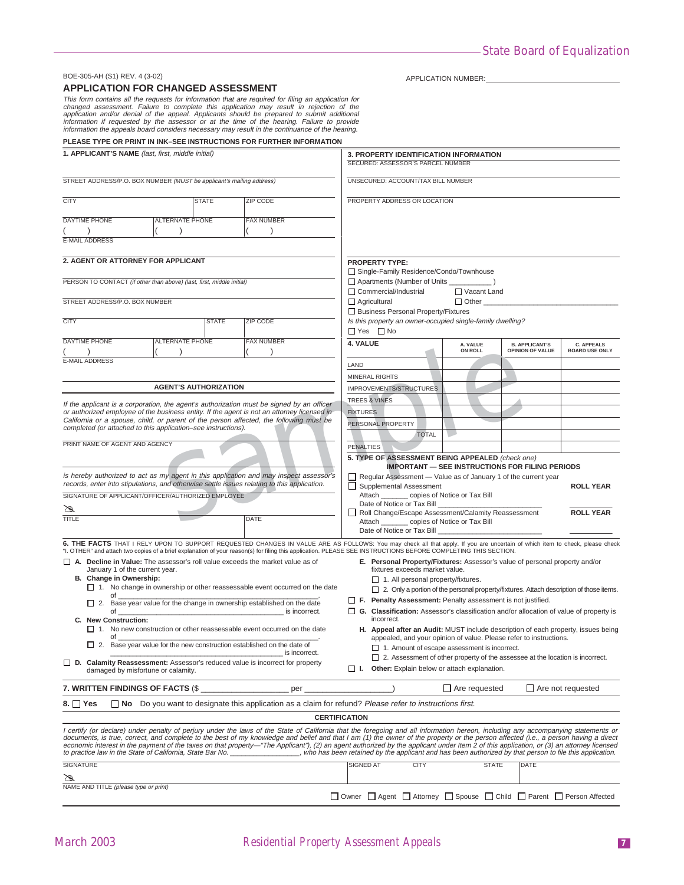BOE-305-AH (S1) REV. 4 (3-02)

APPLICATION NUMBER: ____________________

## APPLICATION FOR CHANGED ASSESSMENT

*This form contains all the requests for information that are required for filing an application for changed assessment. Failure to complete this application may result in rejection of the application and/or denial of the appeal. Applicants should be prepared to submit additional information if requested by the assessor or at the time of the hearing. Failure to provide information the appeals board considers necessary may result in the continuance of the hearing.*

**PLEASE TYPE OR PRINT IN INK–SEE INSTRUCTIONS FOR FURTHER INFORMATION**

**1. APPLICANT'S NAME** *(last, first, middle initial)*

STREET ADDRESS/P.O. BOX NUMBER *(MUST be applicant's mailing address)*

| CITY | STATE | ZIP CODE |
|---|---|---|
| | | |

| DAYTIME PHONE | ALTERNATE PHONE | FAX NUMBER |
|---|---|---|
| ( ) | ( ) | ( ) |

E-MAIL ADDRESS

**2. AGENT OR ATTORNEY FOR APPLICANT**

PERSON TO CONTACT *(if other than above) (last, first, middle initial)*

STREET ADDRESS/P.O. BOX NUMBER

| CITY | STATE | ZIP CODE |
|---|---|---|
| | | |

| DAYTIME PHONE | ALTERNATE PHONE | FAX NUMBER |
|---|---|---|
| ( ) | ( ) | ( ) |

E-MAIL ADDRESS

**AGENT'S AUTHORIZATION**

*If the applicant is a corporation, the agent's authorization must be signed by an officer or authorized employee of the business entity. If the agent is not an attorney licensed in California or a spouse, child, or parent of the person affected, the following must be completed (or attached to this application–see instructions).*

PRINT NAME OF AGENT AND AGENCY

*is hereby authorized to act as my agent in this application and may inspect assessor's records, enter into stipulations, and otherwise settle issues relating to this application.*

SIGNATURE OF APPLICANT/OFFICER/AUTHORIZED EMPLOYEE

| TITLE | DATE |
|---|---|
| | |

**3. PROPERTY IDENTIFICATION INFORMATION**

SECURED: ASSESSOR'S PARCEL NUMBER

UNSECURED: ACCOUNT/TAX BILL NUMBER

PROPERTY ADDRESS OR LOCATION

**PROPERTY TYPE:**

- ☐ Single-Family Residence/Condo/Townhouse
- ☐ Apartments (Number of Units ________ )
- ☐ Commercial/Industrial ☐ Vacant Land
- ☐ Agricultural ☐ Other ____________
- ☐ Business Personal Property/Fixtures

*Is this property an owner-occupied single-family dwelling?*
☐ Yes ☐ No

| **4. VALUE** | A. VALUE ON ROLL | B. APPLICANT'S OPINION OF VALUE | C. APPEALS BOARD USE ONLY |
|---|---|---|---|
| LAND | | | |
| MINERAL RIGHTS | | | |
| IMPROVEMENTS/STRUCTURES | | | |
| TREES & VINES | | | |
| FIXTURES | | | |
| PERSONAL PROPERTY | | | |
| TOTAL | | | |
| PENALTIES | | | |

**5. TYPE OF ASSESSMENT BEING APPEALED** *(check one)*
**IMPORTANT — SEE INSTRUCTIONS FOR FILING PERIODS**

- ☐ Regular Assessment — Value as of January 1 of the current year
- ☐ Supplemental Assessment — **ROLL YEAR** ________
  Attach _______ copies of Notice or Tax Bill
  Date of Notice or Tax Bill ____________
- ☐ Roll Change/Escape Assessment/Calamity Reassessment — **ROLL YEAR** ________
  Attach _______ copies of Notice or Tax Bill
  Date of Notice or Tax Bill ____________

**6. THE FACTS** THAT I RELY UPON TO SUPPORT REQUESTED CHANGES IN VALUE ARE AS FOLLOWS: You may check all that apply. If you are uncertain of which item to check, please check "I. OTHER" and attach two copies of a brief explanation of your reason(s) for filing this application. PLEASE SEE INSTRUCTIONS BEFORE COMPLETING THIS SECTION.

- ☐ **A. Decline in Value:** The assessor's roll value exceeds the market value as of January 1 of the current year.
- **B. Change in Ownership:**
  - ☐ 1. No change in ownership or other reassessable event occurred on the date of ____________.
  - ☐ 2. Base year value for the change in ownership established on the date of ____________ is incorrect.
- **C. New Construction:**
  - ☐ 1. No new construction or other reassessable event occurred on the date of ____________.
  - ☐ 2. Base year value for the new construction established on the date of ____________ is incorrect.
- ☐ **D. Calamity Reassessment:** Assessor's reduced value is incorrect for property damaged by misfortune or calamity.
- **E. Personal Property/Fixtures:** Assessor's value of personal property and/or fixtures exceeds market value.
  - ☐ 1. All personal property/fixtures.
  - ☐ 2. Only a portion of the personal property/fixtures. Attach description of those items.
- ☐ **F. Penalty Assessment:** Penalty assessment is not justified.
- ☐ **G. Classification:** Assessor's classification and/or allocation of value of property is incorrect.
- **H. Appeal after an Audit:** MUST include description of each property, issues being appealed, and your opinion of value. Please refer to instructions.
  - ☐ 1. Amount of escape assessment is incorrect.
  - ☐ 2. Assessment of other property of the assessee at the location is incorrect.
- ☐ **I. Other:** Explain below or attach explanation.

**7. WRITTEN FINDINGS OF FACTS** ($ ____________ per ____________) ☐ Are requested ☐ Are not requested

**8.** ☐ **Yes** ☐ **No** Do you want to designate this application as a claim for refund? *Please refer to instructions first.*

**CERTIFICATION**

*I certify (or declare) under penalty of perjury under the laws of the State of California that the foregoing and all information hereon, including any accompanying statements or documents, is true, correct, and complete to the best of my knowledge and belief and that I am (1) the owner of the property or the person affected (i.e., a person having a direct economic interest in the payment of the taxes on that property—"The Applicant"), (2) an agent authorized by the applicant under Item 2 of this application, or (3) an attorney licensed to practice law in the State of California, State Bar No. ____________, who has been retained by the applicant and has been authorized by that person to file this application.*

| SIGNATURE | SIGNED AT | CITY | STATE | DATE |
|---|---|---|---|---|
| | | | | |

NAME AND TITLE *(please type or print)*

☐ Owner ☐ Agent ☐ Attorney ☐ Spouse ☐ Child ☐ Parent ☐ Person Affected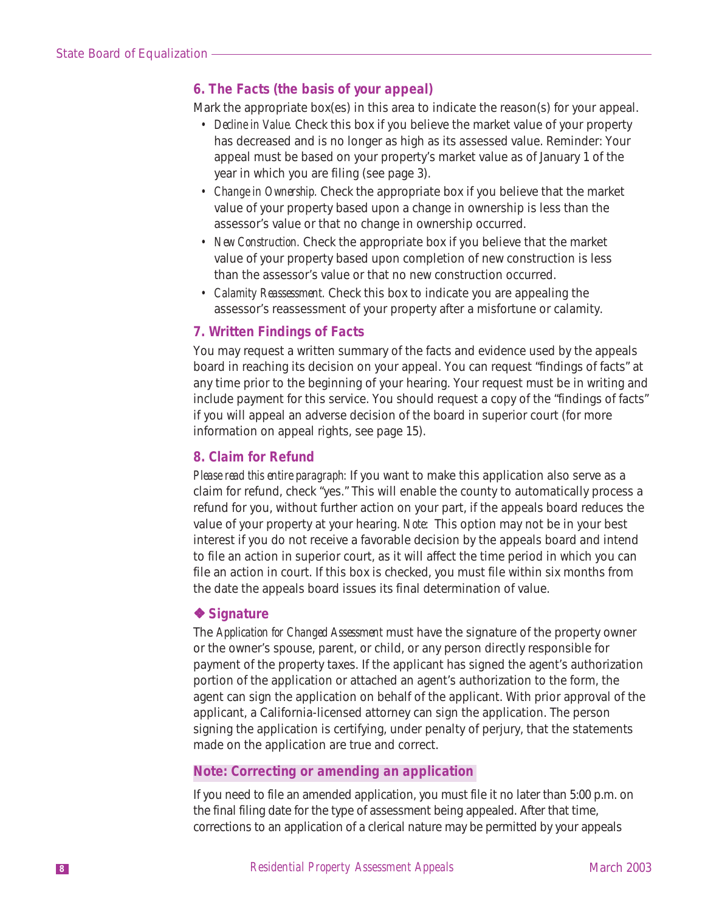### 6. The Facts (the basis of your appeal)

Mark the appropriate box(es) in this area to indicate the reason(s) for your appeal.

- *Decline in Value.* Check this box if you believe the market value of your property has decreased and is no longer as high as its assessed value. Reminder: Your appeal must be based on your property's market value as of January 1 of the year in which you are filing (see page 3).
- *Change in Ownership.* Check the appropriate box if you believe that the market value of your property based upon a change in ownership is less than the assessor's value or that no change in ownership occurred.
- *New Construction.* Check the appropriate box if you believe that the market value of your property based upon completion of new construction is less than the assessor's value or that no new construction occurred.
- *Calamity Reassessment.* Check this box to indicate you are appealing the assessor's reassessment of your property after a misfortune or calamity.

### 7. Written Findings of Facts

You may request a written summary of the facts and evidence used by the appeals board in reaching its decision on your appeal. You can request "findings of facts" at any time prior to the beginning of your hearing. Your request must be in writing and include payment for this service. You should request a copy of the "findings of facts" if you will appeal an adverse decision of the board in superior court (for more information on appeal rights, see page 15).

### 8. Claim for Refund

*Please read this entire paragraph:* If you want to make this application also serve as a claim for refund, check "yes." This will enable the county to automatically process a refund for you, without further action on your part, if the appeals board reduces the value of your property at your hearing. *Note:* This option may not be in your best interest if you do not receive a favorable decision by the appeals board and intend to file an action in superior court, as it will affect the time period in which you can file an action in court. If this box is checked, you must file within six months from the date the appeals board issues its final determination of value.

### ❖ Signature

The *Application for Changed Assessment* must have the signature of the property owner or the owner's spouse, parent, or child, or any person directly responsible for payment of the property taxes. If the applicant has signed the agent's authorization portion of the application or attached an agent's authorization to the form, the agent can sign the application on behalf of the applicant. With prior approval of the applicant, a California-licensed attorney can sign the application. The person signing the application is certifying, under penalty of perjury, that the statements made on the application are true and correct.

### Note: Correcting or amending an application

If you need to file an amended application, you must file it no later than 5:00 p.m. on the final filing date for the type of assessment being appealed. After that time, corrections to an application of a clerical nature may be permitted by your appeals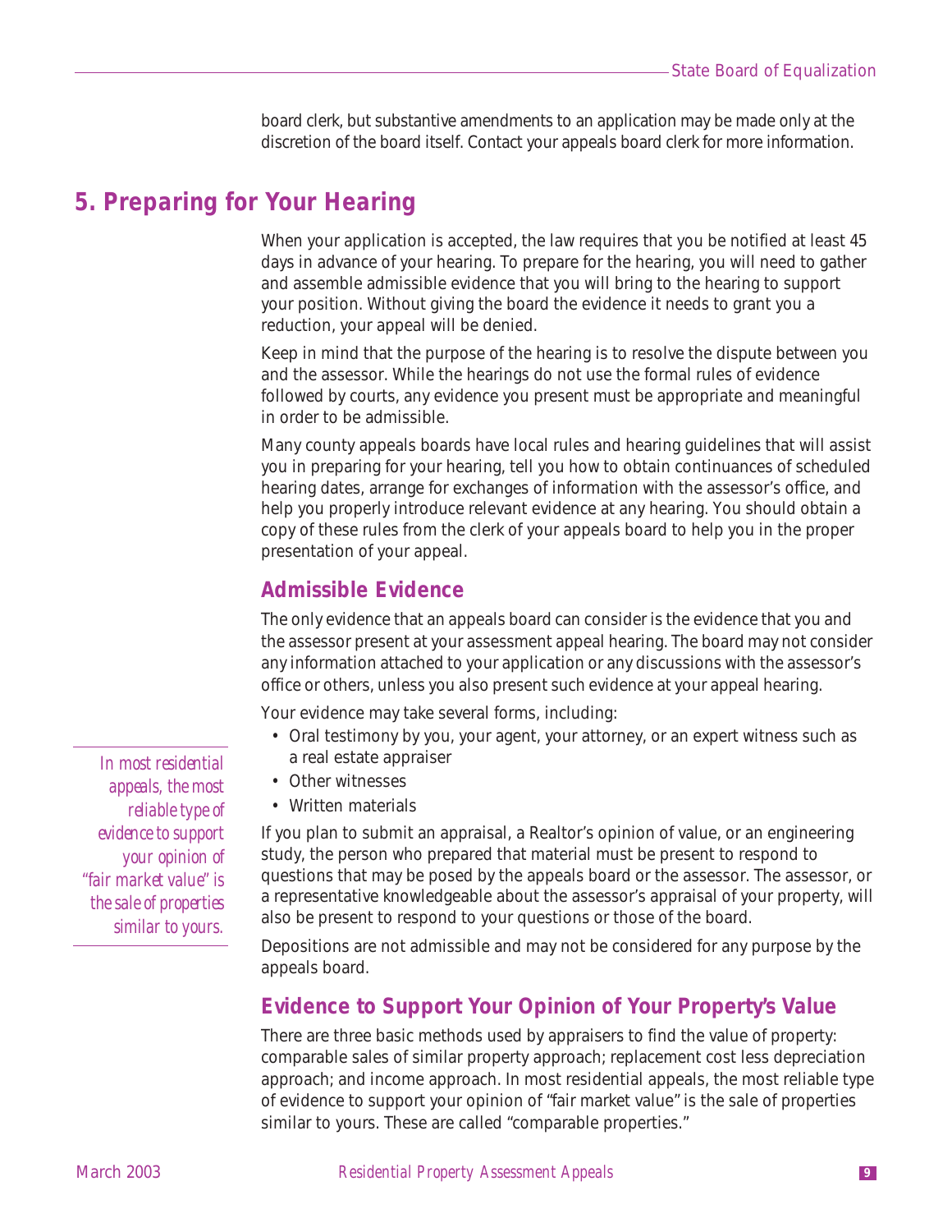board clerk, but substantive amendments to an application may be made only at the discretion of the board itself. Contact your appeals board clerk for more information.

## 5. Preparing for Your Hearing

When your application is accepted, the law requires that you be notified at least 45 days in advance of your hearing. To prepare for the hearing, you will need to gather and assemble admissible evidence that you will bring to the hearing to support your position. Without giving the board the evidence it needs to grant you a reduction, your appeal will be denied.

Keep in mind that the purpose of the hearing is to resolve the dispute between you and the assessor. While the hearings do not use the formal rules of evidence followed by courts, any evidence you present must be appropriate and meaningful in order to be admissible.

Many county appeals boards have local rules and hearing guidelines that will assist you in preparing for your hearing, tell you how to obtain continuances of scheduled hearing dates, arrange for exchanges of information with the assessor's office, and help you properly introduce relevant evidence at any hearing. You should obtain a copy of these rules from the clerk of your appeals board to help you in the proper presentation of your appeal.

### Admissible Evidence

The only evidence that an appeals board can consider is the evidence that you and the assessor present at your assessment appeal hearing. The board may not consider any information attached to your application or any discussions with the assessor's office or others, unless you also present such evidence at your appeal hearing.

Your evidence may take several forms, including:

- Oral testimony by you, your agent, your attorney, or an expert witness such as a real estate appraiser
- Other witnesses
- Written materials

*In most residential appeals, the most reliable type of evidence to support your opinion of "fair market value" is the sale of properties similar to yours.*

If you plan to submit an appraisal, a Realtor's opinion of value, or an engineering study, the person who prepared that material must be present to respond to questions that may be posed by the appeals board or the assessor. The assessor, or a representative knowledgeable about the assessor's appraisal of your property, will also be present to respond to your questions or those of the board.

Depositions are not admissible and may not be considered for any purpose by the appeals board.

### Evidence to Support Your Opinion of Your Property's Value

There are three basic methods used by appraisers to find the value of property: comparable sales of similar property approach; replacement cost less depreciation approach; and income approach. In most residential appeals, the most reliable type of evidence to support your opinion of "fair market value" is the sale of properties similar to yours. These are called "comparable properties."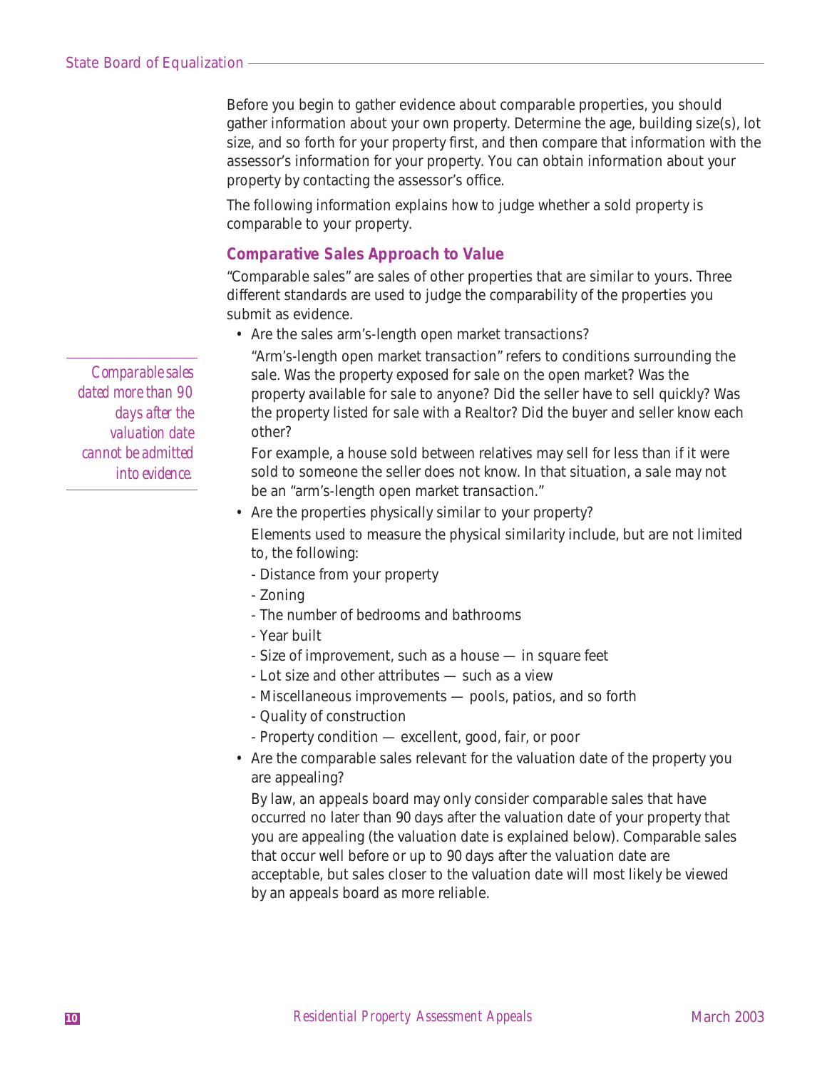Before you begin to gather evidence about comparable properties, you should gather information about your own property. Determine the age, building size(s), lot size, and so forth for your property first, and then compare that information with the assessor's information for your property. You can obtain information about your property by contacting the assessor's office.

The following information explains how to judge whether a sold property is comparable to your property.

### Comparative Sales Approach to Value

"Comparable sales" are sales of other properties that are similar to yours. Three different standards are used to judge the comparability of the properties you submit as evidence.

*Comparable sales dated more than 90 days after the valuation date cannot be admitted into evidence.*

- Are the sales arm's-length open market transactions?

  "Arm's-length open market transaction" refers to conditions surrounding the sale. Was the property exposed for sale on the open market? Was the property available for sale to anyone? Did the seller have to sell quickly? Was the property listed for sale with a Realtor? Did the buyer and seller know each other?

  For example, a house sold between relatives may sell for less than if it were sold to someone the seller does not know. In that situation, a sale may not be an "arm's-length open market transaction."

- Are the properties physically similar to your property?

  Elements used to measure the physical similarity include, but are not limited to, the following:

  - Distance from your property
  - Zoning
  - The number of bedrooms and bathrooms
  - Year built
  - Size of improvement, such as a house — in square feet
  - Lot size and other attributes — such as a view
  - Miscellaneous improvements — pools, patios, and so forth
  - Quality of construction
  - Property condition — excellent, good, fair, or poor

- Are the comparable sales relevant for the valuation date of the property you are appealing?

  By law, an appeals board may only consider comparable sales that have occurred no later than 90 days after the valuation date of your property that you are appealing (the valuation date is explained below). Comparable sales that occur well before or up to 90 days after the valuation date are acceptable, but sales closer to the valuation date will most likely be viewed by an appeals board as more reliable.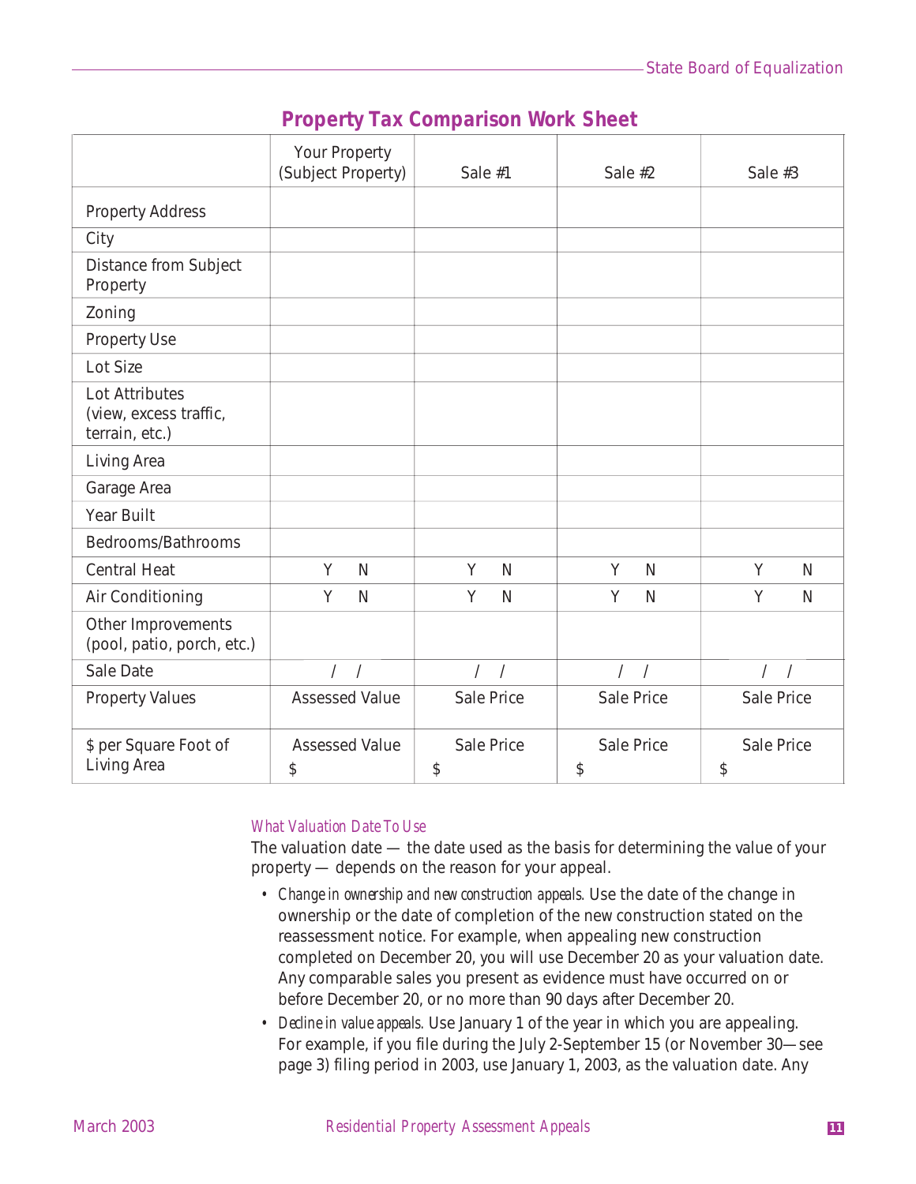## Property Tax Comparison Work Sheet

| | Your Property (Subject Property) | Sale #1 | Sale #2 | Sale #3 |
|---|---|---|---|---|
| Property Address | | | | |
| City | | | | |
| Distance from Subject Property | | | | |
| Zoning | | | | |
| Property Use | | | | |
| Lot Size | | | | |
| Lot Attributes (view, excess traffic, terrain, etc.) | | | | |
| Living Area | | | | |
| Garage Area | | | | |
| Year Built | | | | |
| Bedrooms/Bathrooms | | | | |
| Central Heat | Y N | Y N | Y N | Y N |
| Air Conditioning | Y N | Y N | Y N | Y N |
| Other Improvements (pool, patio, porch, etc.) | | | | |
| Sale Date | / / | / / | / / | / / |
| Property Values | Assessed Value | Sale Price | Sale Price | Sale Price |
| $ per Square Foot of Living Area | Assessed Value $ | Sale Price $ | Sale Price $ | Sale Price $ |

*What Valuation Date To Use*

The valuation date — the date used as the basis for determining the value of your property — depends on the reason for your appeal.

- *Change in ownership and new construction appeals.* Use the date of the change in ownership or the date of completion of the new construction stated on the reassessment notice. For example, when appealing new construction completed on December 20, you will use December 20 as your valuation date. Any comparable sales you present as evidence must have occurred on or before December 20, or no more than 90 days after December 20.
- *Decline in value appeals.* Use January 1 of the year in which you are appealing. For example, if you file during the July 2-September 15 (or November 30—see page 3) filing period in 2003, use January 1, 2003, as the valuation date. Any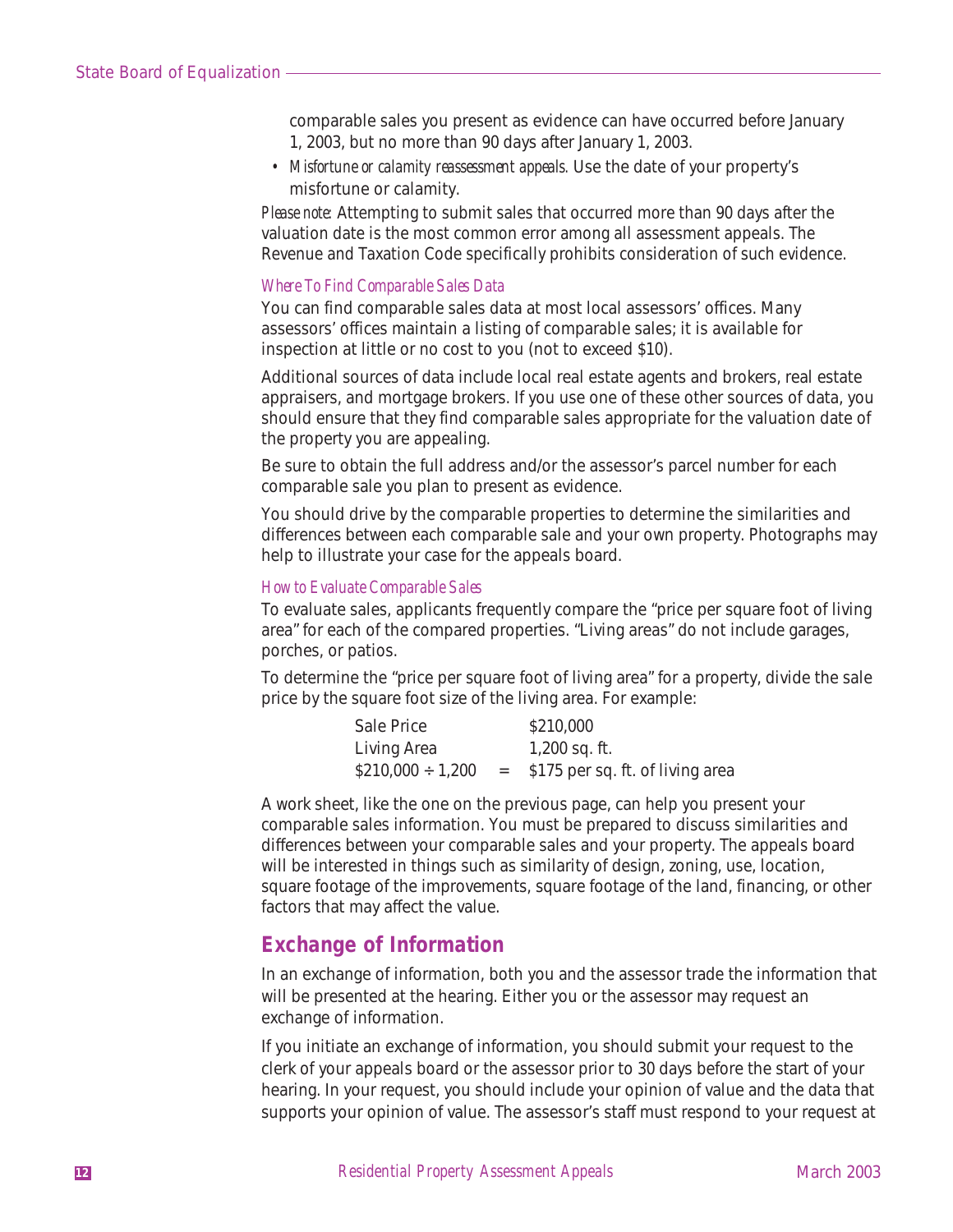comparable sales you present as evidence can have occurred before January 1, 2003, but no more than 90 days after January 1, 2003.

- *Misfortune or calamity reassessment appeals.* Use the date of your property's misfortune or calamity.

*Please note:* Attempting to submit sales that occurred more than 90 days after the valuation date is the most common error among all assessment appeals. The Revenue and Taxation Code specifically prohibits consideration of such evidence.

### *Where To Find Comparable Sales Data*

You can find comparable sales data at most local assessors' offices. Many assessors' offices maintain a listing of comparable sales; it is available for inspection at little or no cost to you (not to exceed $10).

Additional sources of data include local real estate agents and brokers, real estate appraisers, and mortgage brokers. If you use one of these other sources of data, you should ensure that they find comparable sales appropriate for the valuation date of the property you are appealing.

Be sure to obtain the full address and/or the assessor's parcel number for each comparable sale you plan to present as evidence.

You should drive by the comparable properties to determine the similarities and differences between each comparable sale and your own property. Photographs may help to illustrate your case for the appeals board.

### *How to Evaluate Comparable Sales*

To evaluate sales, applicants frequently compare the "price per square foot of living area" for each of the compared properties. "Living areas" do not include garages, porches, or patios.

To determine the "price per square foot of living area" for a property, divide the sale price by the square foot size of the living area. For example:

| | | |
|---|---|---|
| Sale Price | | $210,000 |
| Living Area | | 1,200 sq. ft. |
| $210,000 ÷ 1,200 | = | $175 per sq. ft. of living area |

A work sheet, like the one on the previous page, can help you present your comparable sales information. You must be prepared to discuss similarities and differences between your comparable sales and your property. The appeals board will be interested in things such as similarity of design, zoning, use, location, square footage of the improvements, square footage of the land, financing, or other factors that may affect the value.

## Exchange of Information

In an exchange of information, both you and the assessor trade the information that will be presented at the hearing. Either you or the assessor may request an exchange of information.

If you initiate an exchange of information, you should submit your request to the clerk of your appeals board or the assessor prior to 30 days before the start of your hearing. In your request, you should include your opinion of value and the data that supports your opinion of value. The assessor's staff must respond to your request at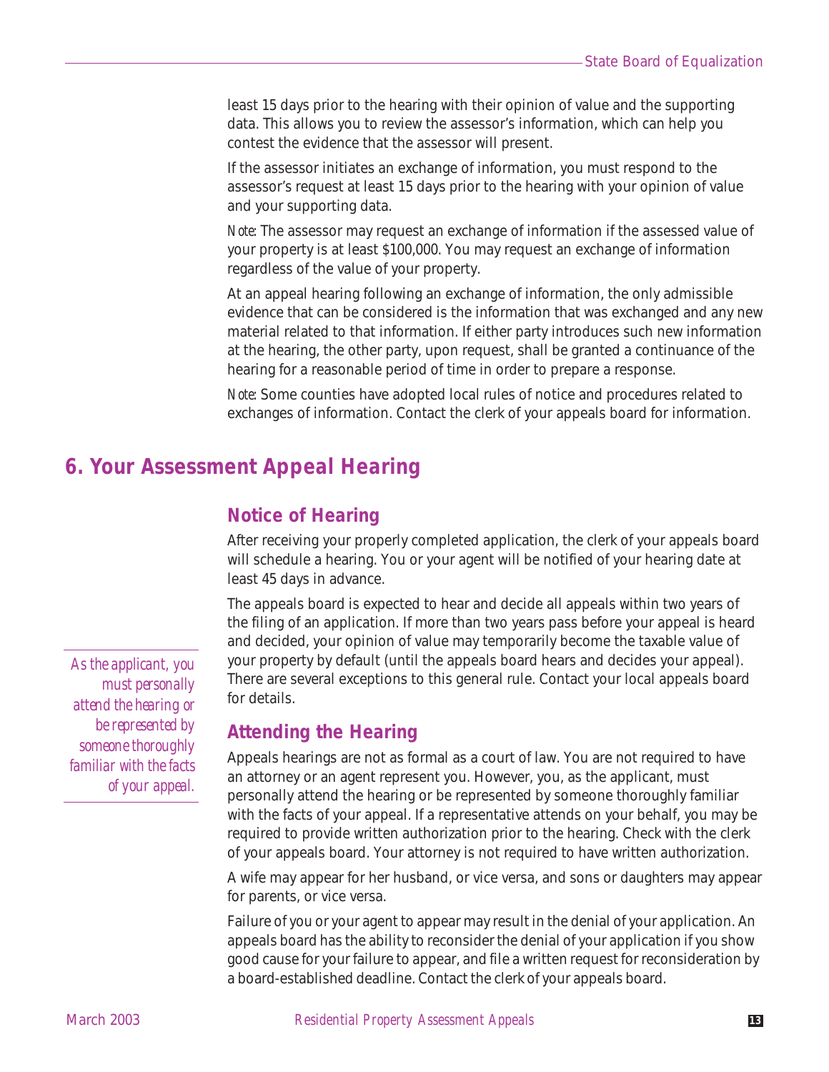least 15 days prior to the hearing with their opinion of value and the supporting data. This allows you to review the assessor's information, which can help you contest the evidence that the assessor will present.

If the assessor initiates an exchange of information, you must respond to the assessor's request at least 15 days prior to the hearing with your opinion of value and your supporting data.

*Note:* The assessor may request an exchange of information if the assessed value of your property is at least $100,000. You may request an exchange of information regardless of the value of your property.

At an appeal hearing following an exchange of information, the only admissible evidence that can be considered is the information that was exchanged and any new material related to that information. If either party introduces such new information at the hearing, the other party, upon request, shall be granted a continuance of the hearing for a reasonable period of time in order to prepare a response.

*Note:* Some counties have adopted local rules of notice and procedures related to exchanges of information. Contact the clerk of your appeals board for information.

## 6. Your Assessment Appeal Hearing

### Notice of Hearing

After receiving your properly completed application, the clerk of your appeals board will schedule a hearing. You or your agent will be notified of your hearing date at least 45 days in advance.

The appeals board is expected to hear and decide all appeals within two years of the filing of an application. If more than two years pass before your appeal is heard and decided, your opinion of value may temporarily become the taxable value of your property by default (until the appeals board hears and decides your appeal). There are several exceptions to this general rule. Contact your local appeals board for details.

*As the applicant, you must personally attend the hearing or be represented by someone thoroughly familiar with the facts of your appeal.*

### Attending the Hearing

Appeals hearings are not as formal as a court of law. You are not required to have an attorney or an agent represent you. However, you, as the applicant, must personally attend the hearing or be represented by someone thoroughly familiar with the facts of your appeal. If a representative attends on your behalf, you may be required to provide written authorization prior to the hearing. Check with the clerk of your appeals board. Your attorney is not required to have written authorization.

A wife may appear for her husband, or vice versa, and sons or daughters may appear for parents, or vice versa.

Failure of you or your agent to appear may result in the denial of your application. An appeals board has the ability to reconsider the denial of your application if you show good cause for your failure to appear, and file a written request for reconsideration by a board-established deadline. Contact the clerk of your appeals board.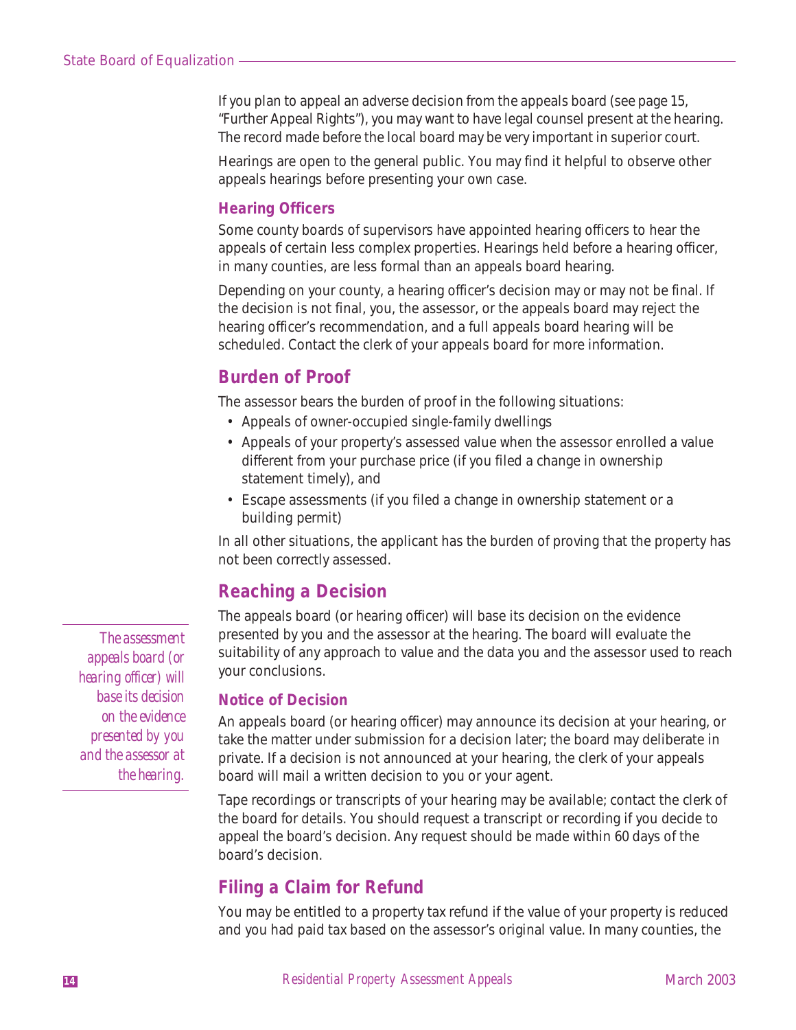If you plan to appeal an adverse decision from the appeals board (see page 15, "Further Appeal Rights"), you may want to have legal counsel present at the hearing. The record made before the local board may be very important in superior court.

Hearings are open to the general public. You may find it helpful to observe other appeals hearings before presenting your own case.

### Hearing Officers

Some county boards of supervisors have appointed hearing officers to hear the appeals of certain less complex properties. Hearings held before a hearing officer, in many counties, are less formal than an appeals board hearing.

Depending on your county, a hearing officer's decision may or may not be final. If the decision is not final, you, the assessor, or the appeals board may reject the hearing officer's recommendation, and a full appeals board hearing will be scheduled. Contact the clerk of your appeals board for more information.

## Burden of Proof

The assessor bears the burden of proof in the following situations:

- Appeals of owner-occupied single-family dwellings
- Appeals of your property's assessed value when the assessor enrolled a value different from your purchase price (if you filed a change in ownership statement timely), and
- Escape assessments (if you filed a change in ownership statement or a building permit)

In all other situations, the applicant has the burden of proving that the property has not been correctly assessed.

## Reaching a Decision

*The assessment appeals board (or hearing officer) will base its decision on the evidence presented by you and the assessor at the hearing.*

The appeals board (or hearing officer) will base its decision on the evidence presented by you and the assessor at the hearing. The board will evaluate the suitability of any approach to value and the data you and the assessor used to reach your conclusions.

### Notice of Decision

An appeals board (or hearing officer) may announce its decision at your hearing, or take the matter under submission for a decision later; the board may deliberate in private. If a decision is not announced at your hearing, the clerk of your appeals board will mail a written decision to you or your agent.

Tape recordings or transcripts of your hearing may be available; contact the clerk of the board for details. You should request a transcript or recording if you decide to appeal the board's decision. Any request should be made within 60 days of the board's decision.

## Filing a Claim for Refund

You may be entitled to a property tax refund if the value of your property is reduced and you had paid tax based on the assessor's original value. In many counties, the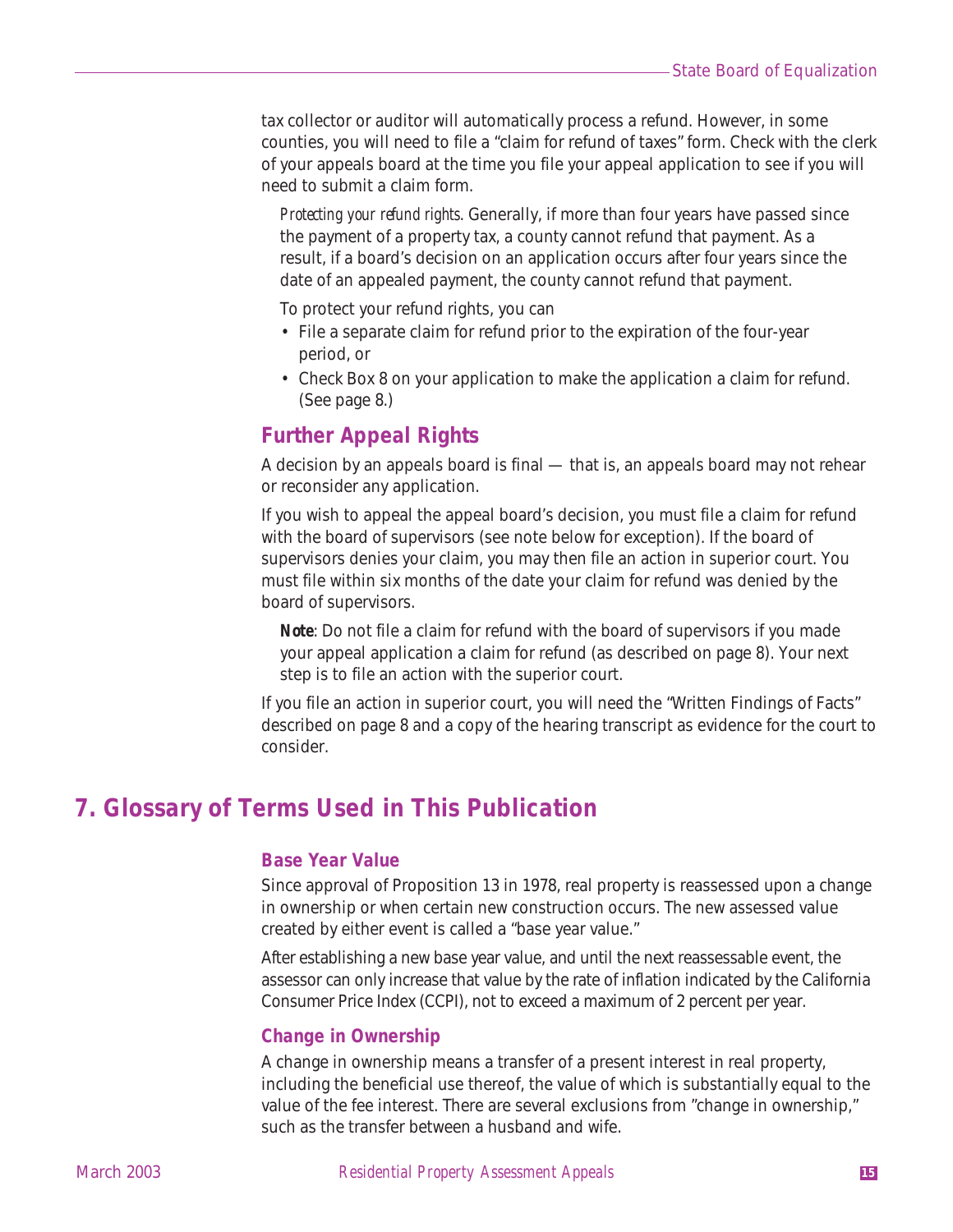tax collector or auditor will automatically process a refund. However, in some counties, you will need to file a "claim for refund of taxes" form. Check with the clerk of your appeals board at the time you file your appeal application to see if you will need to submit a claim form.

*Protecting your refund rights*. Generally, if more than four years have passed since the payment of a property tax, a county cannot refund that payment. As a result, if a board's decision on an application occurs after four years since the date of an appealed payment, the county cannot refund that payment.

To protect your refund rights, you can

- File a separate claim for refund prior to the expiration of the four-year period, or
- Check Box 8 on your application to make the application a claim for refund. (See page 8.)

### Further Appeal Rights

A decision by an appeals board is final — that is, an appeals board may not rehear or reconsider any application.

If you wish to appeal the appeal board's decision, you must file a claim for refund with the board of supervisors (see note below for exception). If the board of supervisors denies your claim, you may then file an action in superior court. You must file within six months of the date your claim for refund was denied by the board of supervisors.

***Note***: Do not file a claim for refund with the board of supervisors if you made your appeal application a claim for refund (as described on page 8). Your next step is to file an action with the superior court.

If you file an action in superior court, you will need the "Written Findings of Facts" described on page 8 and a copy of the hearing transcript as evidence for the court to consider.

## 7. Glossary of Terms Used in This Publication

### Base Year Value

Since approval of Proposition 13 in 1978, real property is reassessed upon a change in ownership or when certain new construction occurs. The new assessed value created by either event is called a "base year value."

After establishing a new base year value, and until the next reassessable event, the assessor can only increase that value by the rate of inflation indicated by the California Consumer Price Index (CCPI), not to exceed a maximum of 2 percent per year.

### Change in Ownership

A change in ownership means a transfer of a present interest in real property, including the beneficial use thereof, the value of which is substantially equal to the value of the fee interest. There are several exclusions from "change in ownership," such as the transfer between a husband and wife.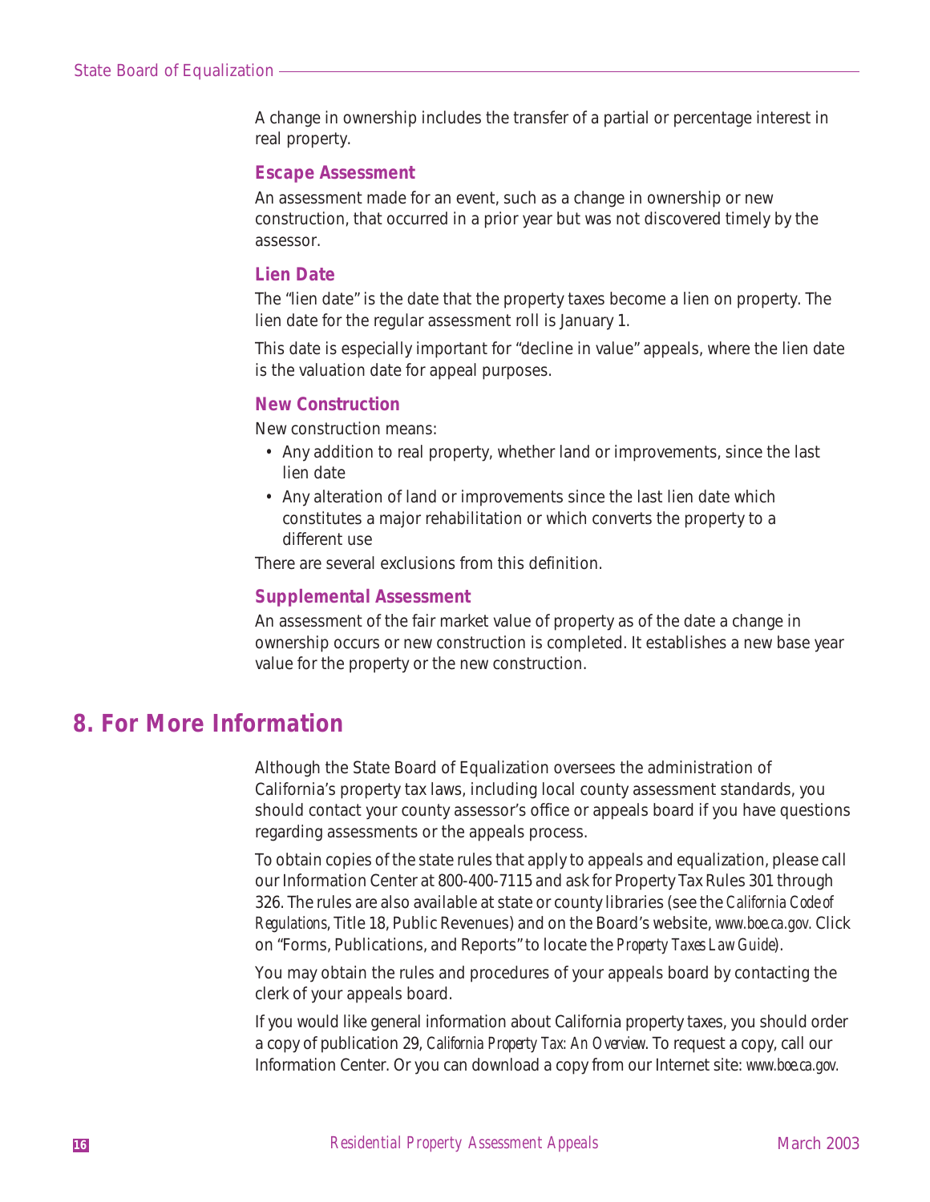A change in ownership includes the transfer of a partial or percentage interest in real property.

### Escape Assessment

An assessment made for an event, such as a change in ownership or new construction, that occurred in a prior year but was not discovered timely by the assessor.

### Lien Date

The "lien date" is the date that the property taxes become a lien on property. The lien date for the regular assessment roll is January 1.

This date is especially important for "decline in value" appeals, where the lien date is the valuation date for appeal purposes.

### New Construction

New construction means:

- Any addition to real property, whether land or improvements, since the last lien date
- Any alteration of land or improvements since the last lien date which constitutes a major rehabilitation or which converts the property to a different use

There are several exclusions from this definition.

### Supplemental Assessment

An assessment of the fair market value of property as of the date a change in ownership occurs or new construction is completed. It establishes a new base year value for the property or the new construction.

## 8. For More Information

Although the State Board of Equalization oversees the administration of California's property tax laws, including local county assessment standards, you should contact your county assessor's office or appeals board if you have questions regarding assessments or the appeals process.

To obtain copies of the state rules that apply to appeals and equalization, please call our Information Center at 800-400-7115 and ask for Property Tax Rules 301 through 326. The rules are also available at state or county libraries (see the *California Code of Regulations*, Title 18, Public Revenues) and on the Board's website, *www.boe.ca.gov*. Click on "Forms, Publications, and Reports" to locate the *Property Taxes Law Guide*).

You may obtain the rules and procedures of your appeals board by contacting the clerk of your appeals board.

If you would like general information about California property taxes, you should order a copy of publication 29, *California Property Tax: An Overview*. To request a copy, call our Information Center. Or you can download a copy from our Internet site: *www.boe.ca.gov*.